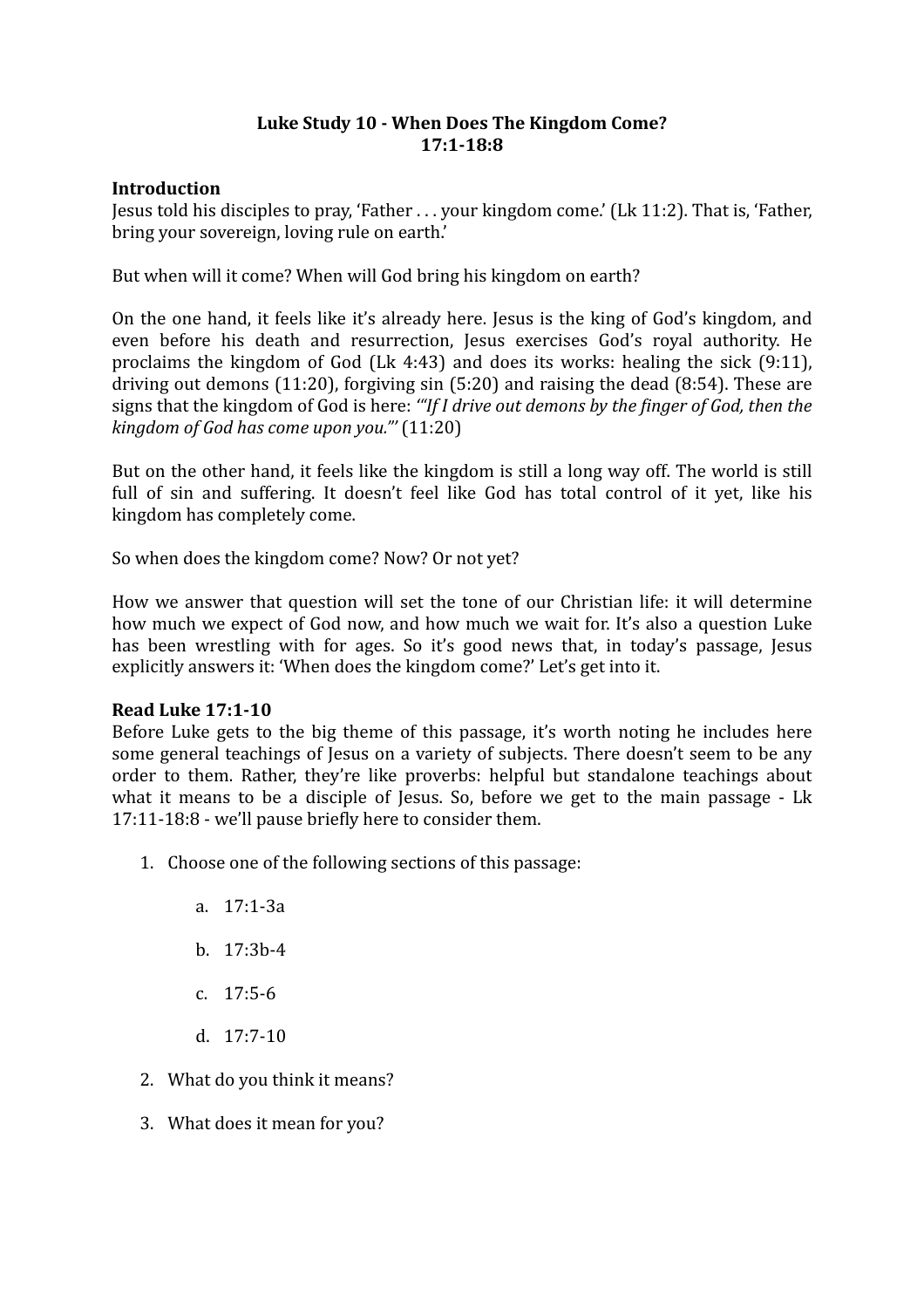**Luke Study 10 - When Does The Kingdom Come?**
**17:1-18:8**

**Introduction**

Jesus told his disciples to pray, 'Father . . . your kingdom come.' (Lk 11:2). That is, 'Father, bring your sovereign, loving rule on earth.'

But when will it come? When will God bring his kingdom on earth?

On the one hand, it feels like it's already here. Jesus is the king of God's kingdom, and even before his death and resurrection, Jesus exercises God's royal authority. He proclaims the kingdom of God (Lk 4:43) and does its works: healing the sick (9:11), driving out demons (11:20), forgiving sin (5:20) and raising the dead (8:54). These are signs that the kingdom of God is here: *'"If I drive out demons by the finger of God, then the kingdom of God has come upon you."'* (11:20)

But on the other hand, it feels like the kingdom is still a long way off. The world is still full of sin and suffering. It doesn't feel like God has total control of it yet, like his kingdom has completely come.

So when does the kingdom come? Now? Or not yet?

How we answer that question will set the tone of our Christian life: it will determine how much we expect of God now, and how much we wait for. It's also a question Luke has been wrestling with for ages. So it's good news that, in today's passage, Jesus explicitly answers it: 'When does the kingdom come?' Let's get into it.

**Read Luke 17:1-10**

Before Luke gets to the big theme of this passage, it's worth noting he includes here some general teachings of Jesus on a variety of subjects. There doesn't seem to be any order to them. Rather, they're like proverbs: helpful but standalone teachings about what it means to be a disciple of Jesus. So, before we get to the main passage - Lk 17:11-18:8 - we'll pause briefly here to consider them.

1. Choose one of the following sections of this passage:

    a. 17:1-3a

    b. 17:3b-4

    c. 17:5-6

    d. 17:7-10

2. What do you think it means?

3. What does it mean for you?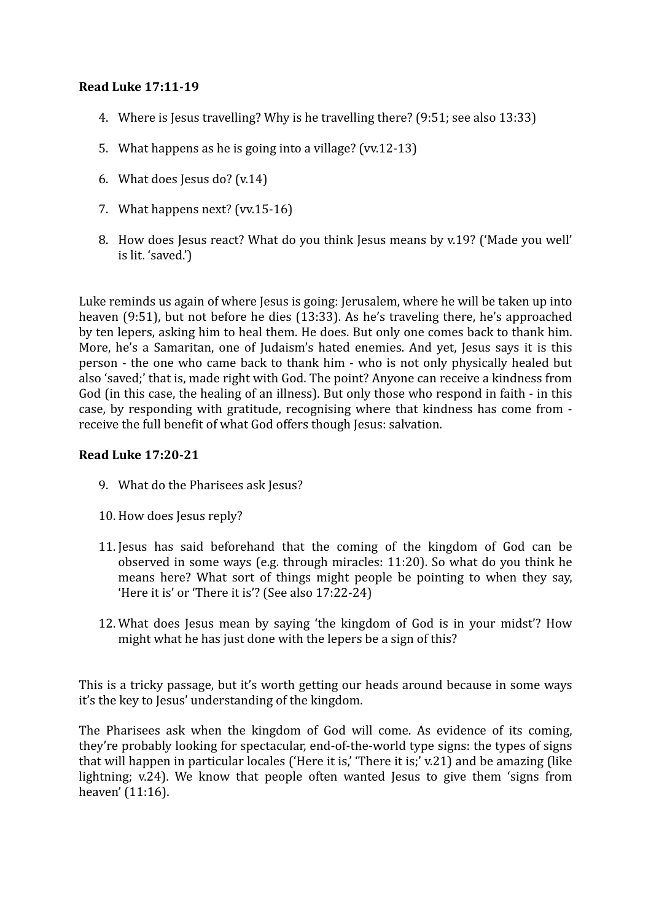**Read Luke 17:11-19**

4. Where is Jesus travelling? Why is he travelling there? (9:51; see also 13:33)

5. What happens as he is going into a village? (vv.12-13)

6. What does Jesus do? (v.14)

7. What happens next? (vv.15-16)

8. How does Jesus react? What do you think Jesus means by v.19? ('Made you well' is lit. 'saved.')

Luke reminds us again of where Jesus is going: Jerusalem, where he will be taken up into heaven (9:51), but not before he dies (13:33). As he's traveling there, he's approached by ten lepers, asking him to heal them. He does. But only one comes back to thank him. More, he's a Samaritan, one of Judaism's hated enemies. And yet, Jesus says it is this person - the one who came back to thank him - who is not only physically healed but also 'saved;' that is, made right with God. The point? Anyone can receive a kindness from God (in this case, the healing of an illness). But only those who respond in faith - in this case, by responding with gratitude, recognising where that kindness has come from - receive the full benefit of what God offers though Jesus: salvation.

**Read Luke 17:20-21**

9. What do the Pharisees ask Jesus?

10. How does Jesus reply?

11. Jesus has said beforehand that the coming of the kingdom of God can be observed in some ways (e.g. through miracles: 11:20). So what do you think he means here? What sort of things might people be pointing to when they say, 'Here it is' or 'There it is'? (See also 17:22-24)

12. What does Jesus mean by saying 'the kingdom of God is in your midst'? How might what he has just done with the lepers be a sign of this?

This is a tricky passage, but it's worth getting our heads around because in some ways it's the key to Jesus' understanding of the kingdom.

The Pharisees ask when the kingdom of God will come. As evidence of its coming, they're probably looking for spectacular, end-of-the-world type signs: the types of signs that will happen in particular locales ('Here it is,' 'There it is;' v.21) and be amazing (like lightning; v.24). We know that people often wanted Jesus to give them 'signs from heaven' (11:16).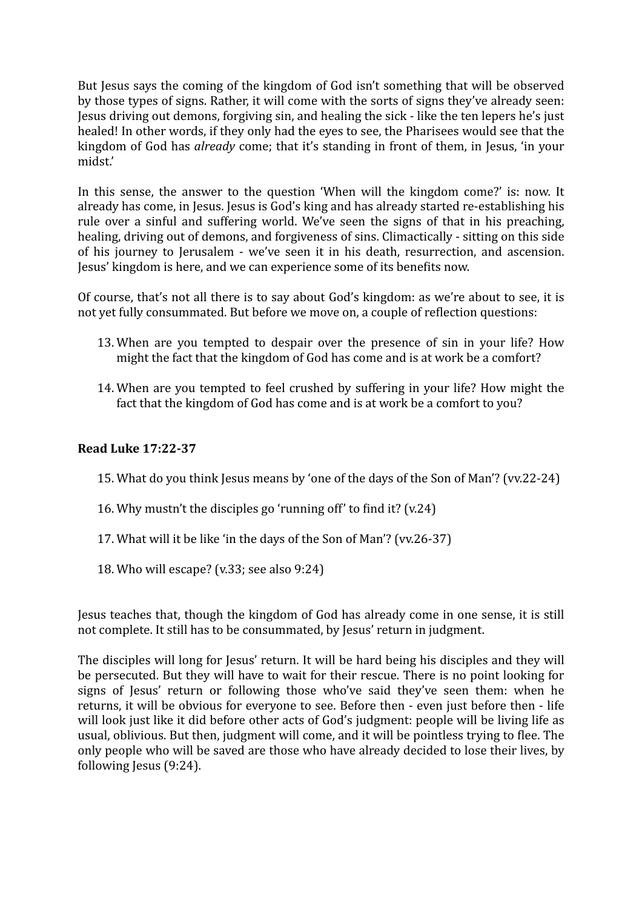But Jesus says the coming of the kingdom of God isn't something that will be observed by those types of signs. Rather, it will come with the sorts of signs they've already seen: Jesus driving out demons, forgiving sin, and healing the sick - like the ten lepers he's just healed! In other words, if they only had the eyes to see, the Pharisees would see that the kingdom of God has *already* come; that it's standing in front of them, in Jesus, 'in your midst.'

In this sense, the answer to the question 'When will the kingdom come?' is: now. It already has come, in Jesus. Jesus is God's king and has already started re-establishing his rule over a sinful and suffering world. We've seen the signs of that in his preaching, healing, driving out of demons, and forgiveness of sins. Climactically - sitting on this side of his journey to Jerusalem - we've seen it in his death, resurrection, and ascension. Jesus' kingdom is here, and we can experience some of its benefits now.

Of course, that's not all there is to say about God's kingdom: as we're about to see, it is not yet fully consummated. But before we move on, a couple of reflection questions:

13. When are you tempted to despair over the presence of sin in your life? How might the fact that the kingdom of God has come and is at work be a comfort?

14. When are you tempted to feel crushed by suffering in your life? How might the fact that the kingdom of God has come and is at work be a comfort to you?

**Read Luke 17:22-37**

15. What do you think Jesus means by 'one of the days of the Son of Man'? (vv.22-24)

16. Why mustn't the disciples go 'running off' to find it? (v.24)

17. What will it be like 'in the days of the Son of Man'? (vv.26-37)

18. Who will escape? (v.33; see also 9:24)

Jesus teaches that, though the kingdom of God has already come in one sense, it is still not complete. It still has to be consummated, by Jesus' return in judgment.

The disciples will long for Jesus' return. It will be hard being his disciples and they will be persecuted. But they will have to wait for their rescue. There is no point looking for signs of Jesus' return or following those who've said they've seen them: when he returns, it will be obvious for everyone to see. Before then - even just before then - life will look just like it did before other acts of God's judgment: people will be living life as usual, oblivious. But then, judgment will come, and it will be pointless trying to flee. The only people who will be saved are those who have already decided to lose their lives, by following Jesus (9:24).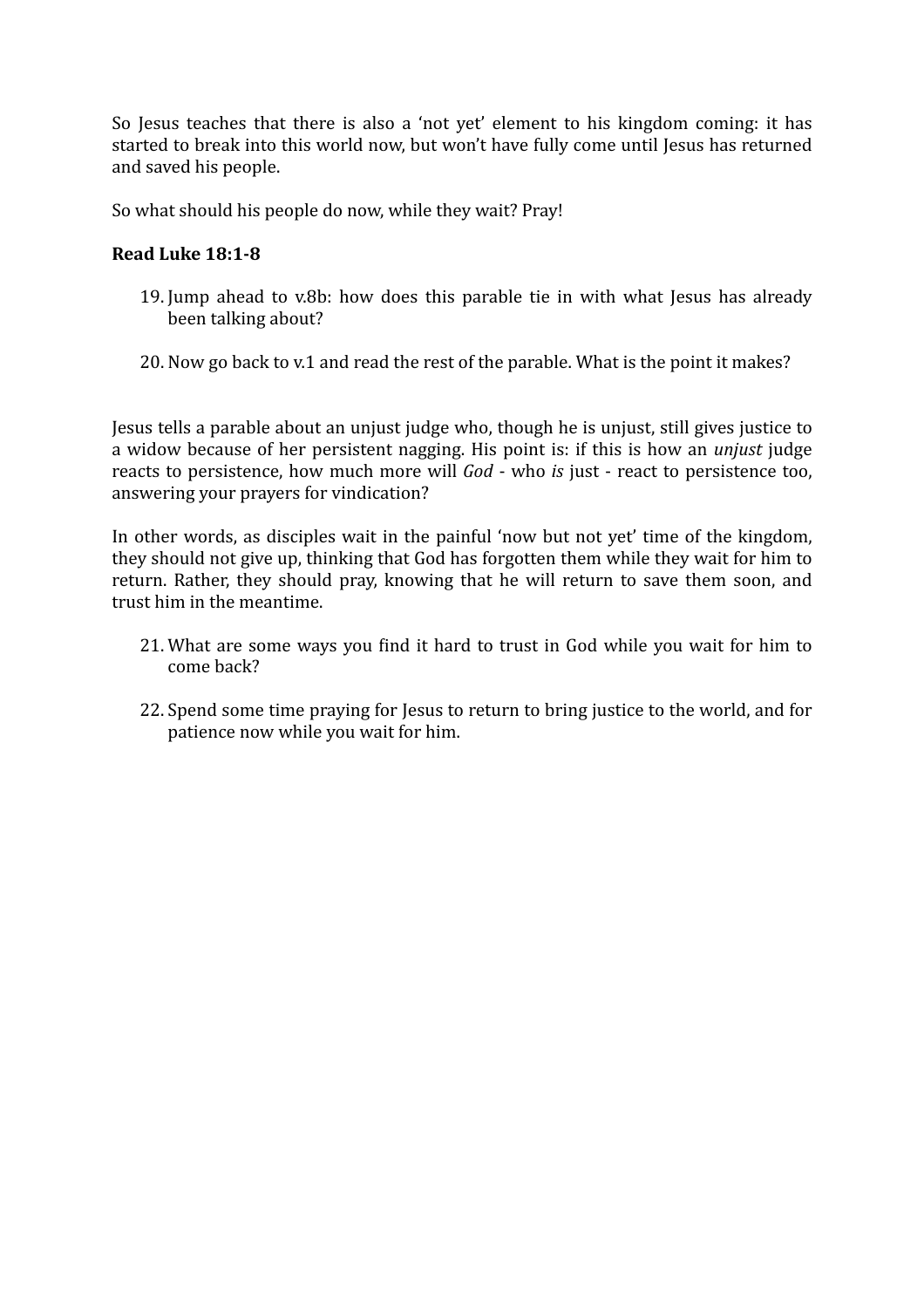So Jesus teaches that there is also a 'not yet' element to his kingdom coming: it has started to break into this world now, but won't have fully come until Jesus has returned and saved his people.

So what should his people do now, while they wait? Pray!

**Read Luke 18:1-8**

19. Jump ahead to v.8b: how does this parable tie in with what Jesus has already been talking about?

20. Now go back to v.1 and read the rest of the parable. What is the point it makes?

Jesus tells a parable about an unjust judge who, though he is unjust, still gives justice to a widow because of her persistent nagging. His point is: if this is how an *unjust* judge reacts to persistence, how much more will *God* - who *is* just - react to persistence too, answering your prayers for vindication?

In other words, as disciples wait in the painful 'now but not yet' time of the kingdom, they should not give up, thinking that God has forgotten them while they wait for him to return. Rather, they should pray, knowing that he will return to save them soon, and trust him in the meantime.

21. What are some ways you find it hard to trust in God while you wait for him to come back?

22. Spend some time praying for Jesus to return to bring justice to the world, and for patience now while you wait for him.